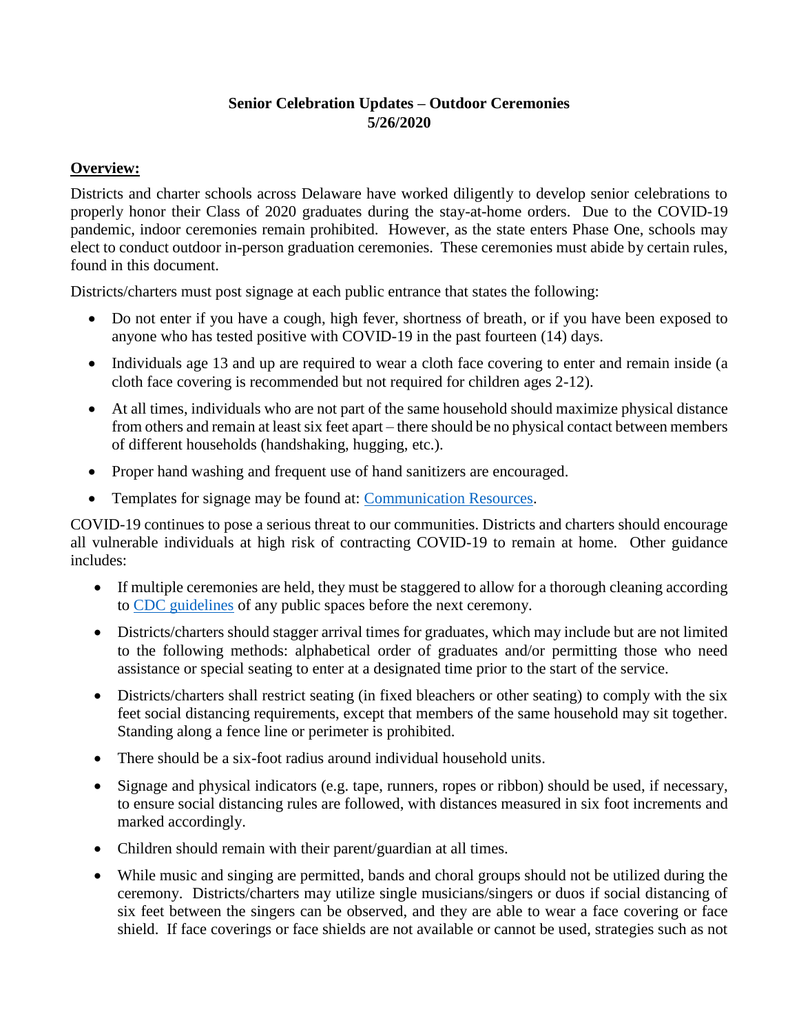# Senior Celebration Updates – Outdoor Ceremonies
## 5/26/2020

**Overview:**

Districts and charter schools across Delaware have worked diligently to develop senior celebrations to properly honor their Class of 2020 graduates during the stay-at-home orders. Due to the COVID-19 pandemic, indoor ceremonies remain prohibited. However, as the state enters Phase One, schools may elect to conduct outdoor in-person graduation ceremonies. These ceremonies must abide by certain rules, found in this document.

Districts/charters must post signage at each public entrance that states the following:

- Do not enter if you have a cough, high fever, shortness of breath, or if you have been exposed to anyone who has tested positive with COVID-19 in the past fourteen (14) days.
- Individuals age 13 and up are required to wear a cloth face covering to enter and remain inside (a cloth face covering is recommended but not required for children ages 2-12).
- At all times, individuals who are not part of the same household should maximize physical distance from others and remain at least six feet apart – there should be no physical contact between members of different households (handshaking, hugging, etc.).
- Proper hand washing and frequent use of hand sanitizers are encouraged.
- Templates for signage may be found at: Communication Resources.

COVID-19 continues to pose a serious threat to our communities. Districts and charters should encourage all vulnerable individuals at high risk of contracting COVID-19 to remain at home. Other guidance includes:

- If multiple ceremonies are held, they must be staggered to allow for a thorough cleaning according to CDC guidelines of any public spaces before the next ceremony.
- Districts/charters should stagger arrival times for graduates, which may include but are not limited to the following methods: alphabetical order of graduates and/or permitting those who need assistance or special seating to enter at a designated time prior to the start of the service.
- Districts/charters shall restrict seating (in fixed bleachers or other seating) to comply with the six feet social distancing requirements, except that members of the same household may sit together. Standing along a fence line or perimeter is prohibited.
- There should be a six-foot radius around individual household units.
- Signage and physical indicators (e.g. tape, runners, ropes or ribbon) should be used, if necessary, to ensure social distancing rules are followed, with distances measured in six foot increments and marked accordingly.
- Children should remain with their parent/guardian at all times.
- While music and singing are permitted, bands and choral groups should not be utilized during the ceremony. Districts/charters may utilize single musicians/singers or duos if social distancing of six feet between the singers can be observed, and they are able to wear a face covering or face shield. If face coverings or face shields are not available or cannot be used, strategies such as not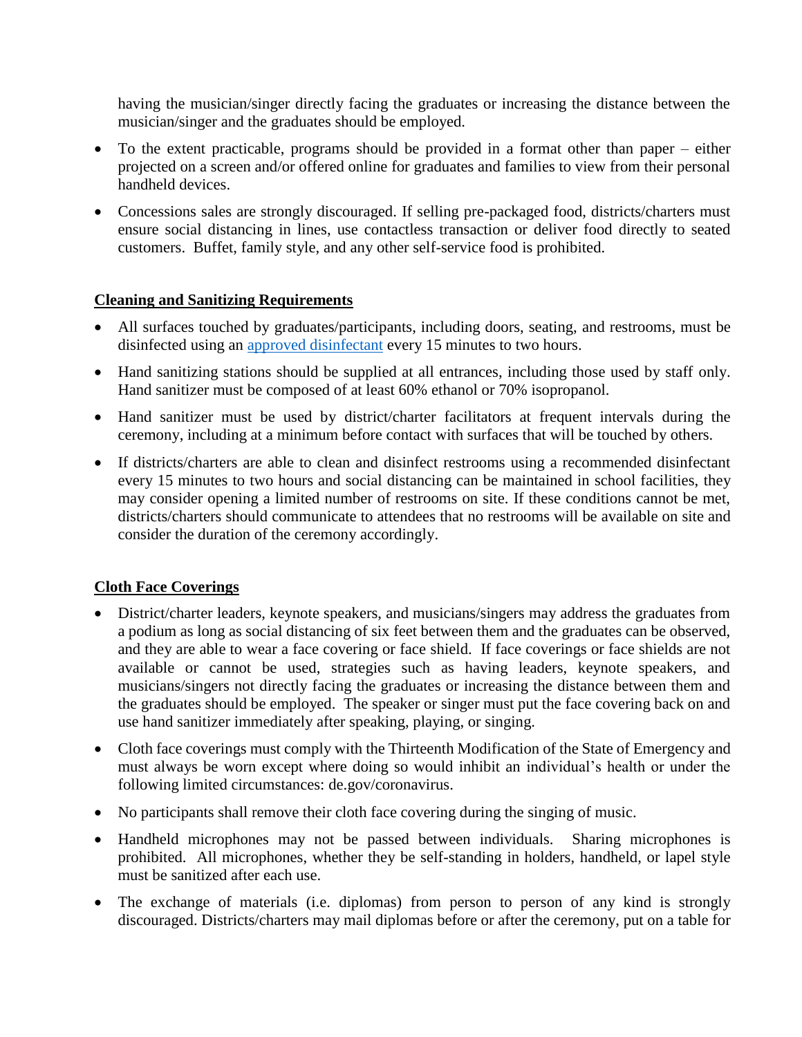having the musician/singer directly facing the graduates or increasing the distance between the musician/singer and the graduates should be employed.

- To the extent practicable, programs should be provided in a format other than paper – either projected on a screen and/or offered online for graduates and families to view from their personal handheld devices.
- Concessions sales are strongly discouraged. If selling pre-packaged food, districts/charters must ensure social distancing in lines, use contactless transaction or deliver food directly to seated customers. Buffet, family style, and any other self-service food is prohibited.

**Cleaning and Sanitizing Requirements**

- All surfaces touched by graduates/participants, including doors, seating, and restrooms, must be disinfected using an approved disinfectant every 15 minutes to two hours.
- Hand sanitizing stations should be supplied at all entrances, including those used by staff only. Hand sanitizer must be composed of at least 60% ethanol or 70% isopropanol.
- Hand sanitizer must be used by district/charter facilitators at frequent intervals during the ceremony, including at a minimum before contact with surfaces that will be touched by others.
- If districts/charters are able to clean and disinfect restrooms using a recommended disinfectant every 15 minutes to two hours and social distancing can be maintained in school facilities, they may consider opening a limited number of restrooms on site. If these conditions cannot be met, districts/charters should communicate to attendees that no restrooms will be available on site and consider the duration of the ceremony accordingly.

**Cloth Face Coverings**

- District/charter leaders, keynote speakers, and musicians/singers may address the graduates from a podium as long as social distancing of six feet between them and the graduates can be observed, and they are able to wear a face covering or face shield. If face coverings or face shields are not available or cannot be used, strategies such as having leaders, keynote speakers, and musicians/singers not directly facing the graduates or increasing the distance between them and the graduates should be employed. The speaker or singer must put the face covering back on and use hand sanitizer immediately after speaking, playing, or singing.
- Cloth face coverings must comply with the Thirteenth Modification of the State of Emergency and must always be worn except where doing so would inhibit an individual's health or under the following limited circumstances: de.gov/coronavirus.
- No participants shall remove their cloth face covering during the singing of music.
- Handheld microphones may not be passed between individuals. Sharing microphones is prohibited. All microphones, whether they be self-standing in holders, handheld, or lapel style must be sanitized after each use.
- The exchange of materials (i.e. diplomas) from person to person of any kind is strongly discouraged. Districts/charters may mail diplomas before or after the ceremony, put on a table for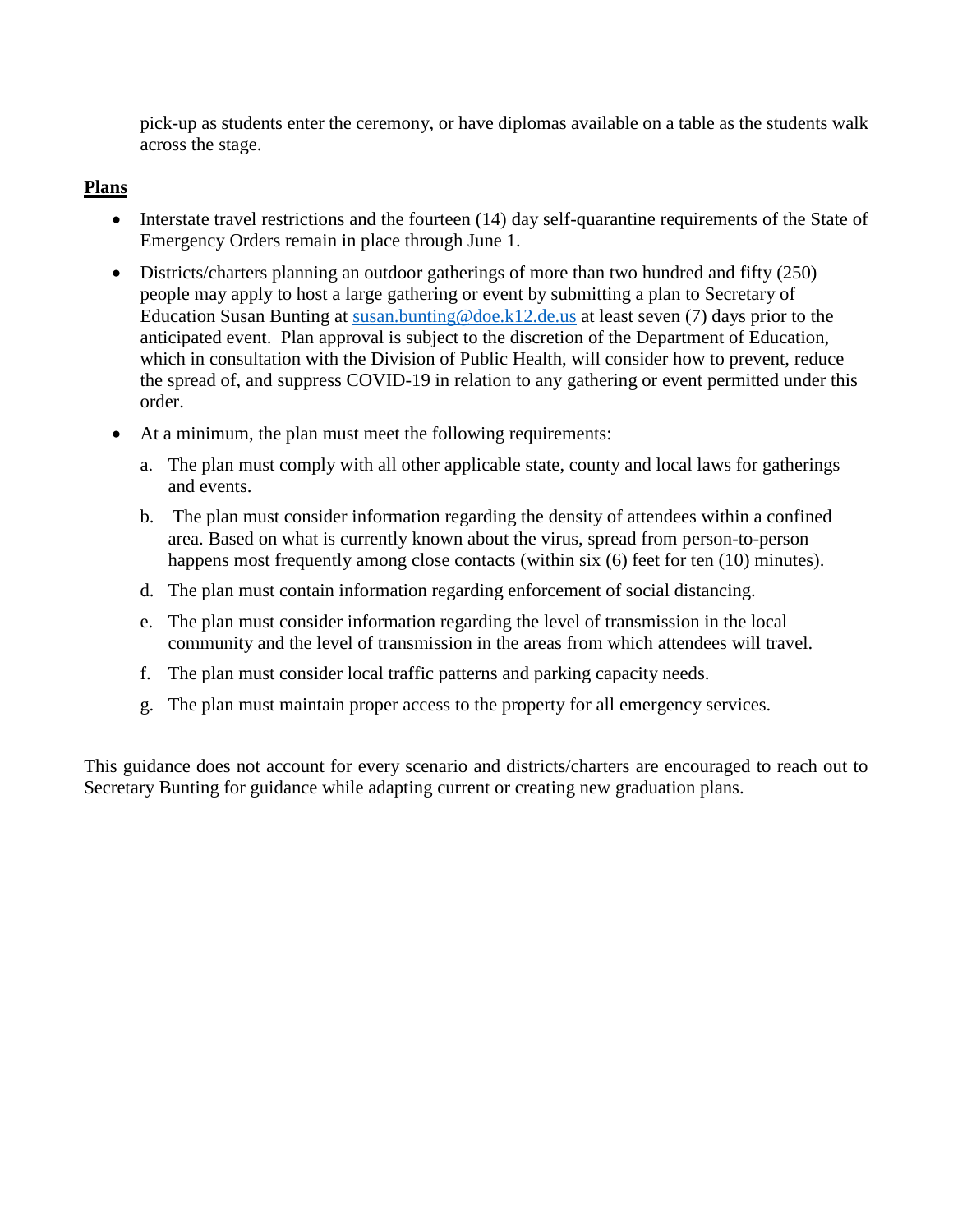pick-up as students enter the ceremony, or have diplomas available on a table as the students walk across the stage.

**Plans**

- Interstate travel restrictions and the fourteen (14) day self-quarantine requirements of the State of Emergency Orders remain in place through June 1.
- Districts/charters planning an outdoor gatherings of more than two hundred and fifty (250) people may apply to host a large gathering or event by submitting a plan to Secretary of Education Susan Bunting at [susan.bunting@doe.k12.de.us](mailto:susan.bunting@doe.k12.de.us) at least seven (7) days prior to the anticipated event. Plan approval is subject to the discretion of the Department of Education, which in consultation with the Division of Public Health, will consider how to prevent, reduce the spread of, and suppress COVID-19 in relation to any gathering or event permitted under this order.
- At a minimum, the plan must meet the following requirements:

  a. The plan must comply with all other applicable state, county and local laws for gatherings and events.

  b. The plan must consider information regarding the density of attendees within a confined area. Based on what is currently known about the virus, spread from person-to-person happens most frequently among close contacts (within six (6) feet for ten (10) minutes).

  d. The plan must contain information regarding enforcement of social distancing.

  e. The plan must consider information regarding the level of transmission in the local community and the level of transmission in the areas from which attendees will travel.

  f. The plan must consider local traffic patterns and parking capacity needs.

  g. The plan must maintain proper access to the property for all emergency services.

This guidance does not account for every scenario and districts/charters are encouraged to reach out to Secretary Bunting for guidance while adapting current or creating new graduation plans.